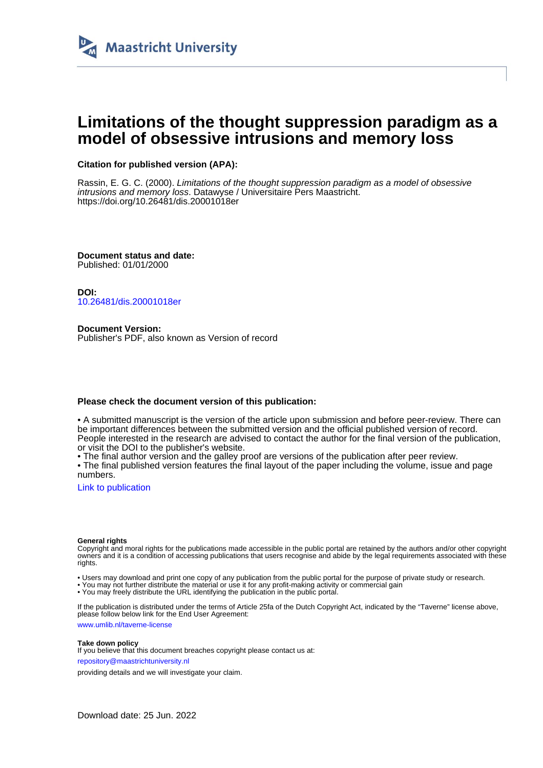Maastricht University

# Limitations of the thought suppression paradigm as a model of obsessive intrusions and memory loss

**Citation for published version (APA):**

Rassin, E. G. C. (2000). *Limitations of the thought suppression paradigm as a model of obsessive intrusions and memory loss*. Datawyse / Universitaire Pers Maastricht. https://doi.org/10.26481/dis.20001018er

**Document status and date:**
Published: 01/01/2000

**DOI:**
10.26481/dis.20001018er

**Document Version:**
Publisher's PDF, also known as Version of record

**Please check the document version of this publication:**

• A submitted manuscript is the version of the article upon submission and before peer-review. There can be important differences between the submitted version and the official published version of record. People interested in the research are advised to contact the author for the final version of the publication, or visit the DOI to the publisher's website.
• The final author version and the galley proof are versions of the publication after peer review.
• The final published version features the final layout of the paper including the volume, issue and page numbers.

Link to publication

**General rights**
Copyright and moral rights for the publications made accessible in the public portal are retained by the authors and/or other copyright owners and it is a condition of accessing publications that users recognise and abide by the legal requirements associated with these rights.

• Users may download and print one copy of any publication from the public portal for the purpose of private study or research.
• You may not further distribute the material or use it for any profit-making activity or commercial gain
• You may freely distribute the URL identifying the publication in the public portal.

If the publication is distributed under the terms of Article 25fa of the Dutch Copyright Act, indicated by the "Taverne" license above, please follow below link for the End User Agreement:

www.umlib.nl/taverne-license

**Take down policy**
If you believe that this document breaches copyright please contact us at:

repository@maastrichtuniversity.nl

providing details and we will investigate your claim.

Download date: 25 Jun. 2022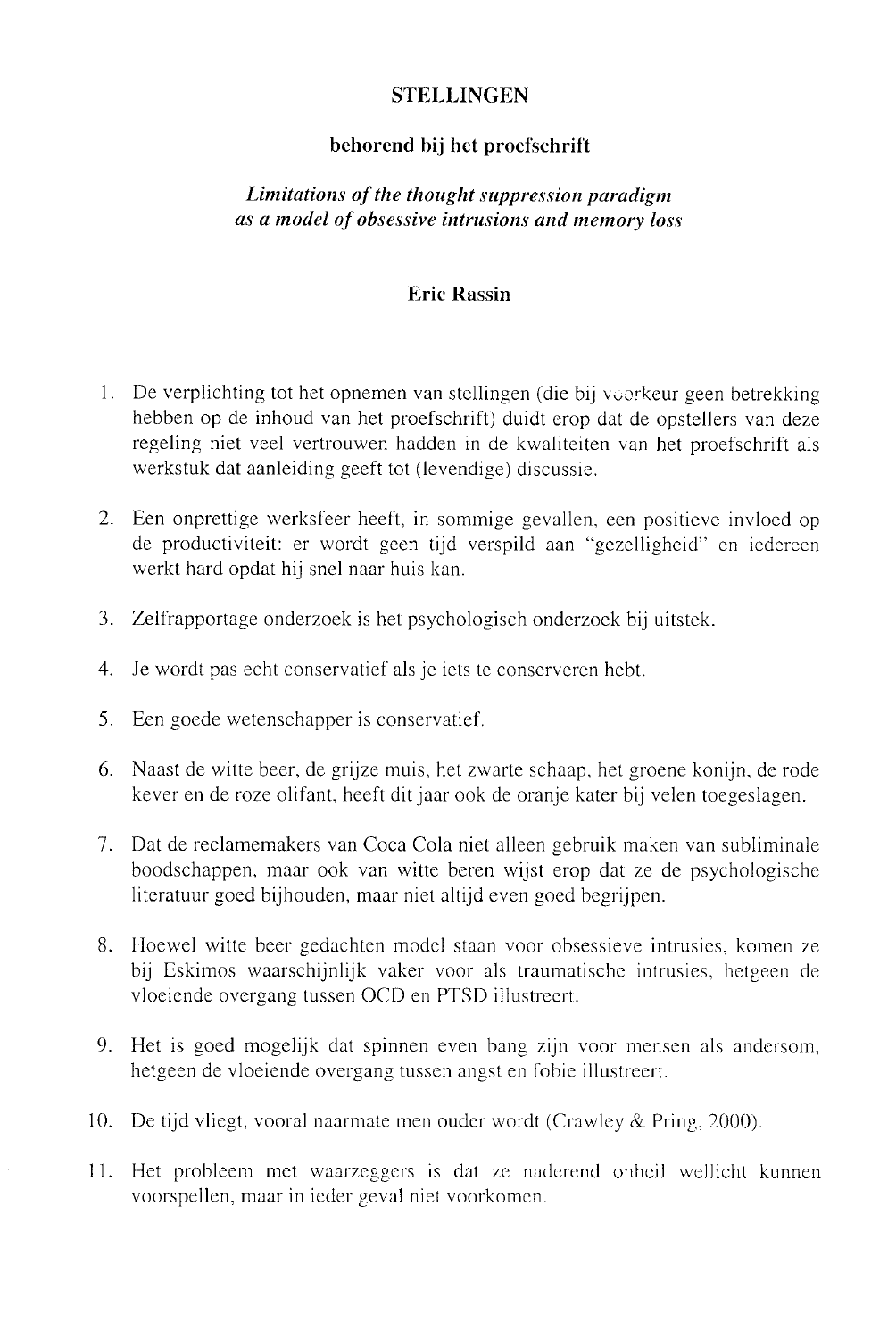# STELLINGEN

## behorend bij het proefschrift

### *Limitations of the thought suppression paradigm as a model of obsessive intrusions and memory loss*

### Eric Rassin

1. De verplichting tot het opnemen van stellingen (die bij voorkeur geen betrekking hebben op de inhoud van het proefschrift) duidt erop dat de opstellers van deze regeling niet veel vertrouwen hadden in de kwaliteiten van het proefschrift als werkstuk dat aanleiding geeft tot (levendige) discussie.

2. Een onprettige werksfeer heeft, in sommige gevallen, een positieve invloed op de productiviteit: er wordt geen tijd verspild aan "gezelligheid" en iedereen werkt hard opdat hij snel naar huis kan.

3. Zelfrapportage onderzoek is het psychologisch onderzoek bij uitstek.

4. Je wordt pas echt conservatief als je iets te conserveren hebt.

5. Een goede wetenschapper is conservatief.

6. Naast de witte beer, de grijze muis, het zwarte schaap, het groene konijn, de rode kever en de roze olifant, heeft dit jaar ook de oranje kater bij velen toegeslagen.

7. Dat de reclamemakers van Coca Cola niet alleen gebruik maken van subliminale boodschappen, maar ook van witte beren wijst erop dat ze de psychologische literatuur goed bijhouden, maar niet altijd even goed begrijpen.

8. Hoewel witte beer gedachten model staan voor obsessieve intrusies, komen ze bij Eskimos waarschijnlijk vaker voor als traumatische intrusies, hetgeen de vloeiende overgang tussen OCD en PTSD illustreert.

9. Het is goed mogelijk dat spinnen even bang zijn voor mensen als andersom, hetgeen de vloeiende overgang tussen angst en fobie illustreert.

10. De tijd vliegt, vooral naarmate men ouder wordt (Crawley & Pring, 2000).

11. Het probleem met waarzeggers is dat ze naderend onheil wellicht kunnen voorspellen, maar in ieder geval niet voorkomen.